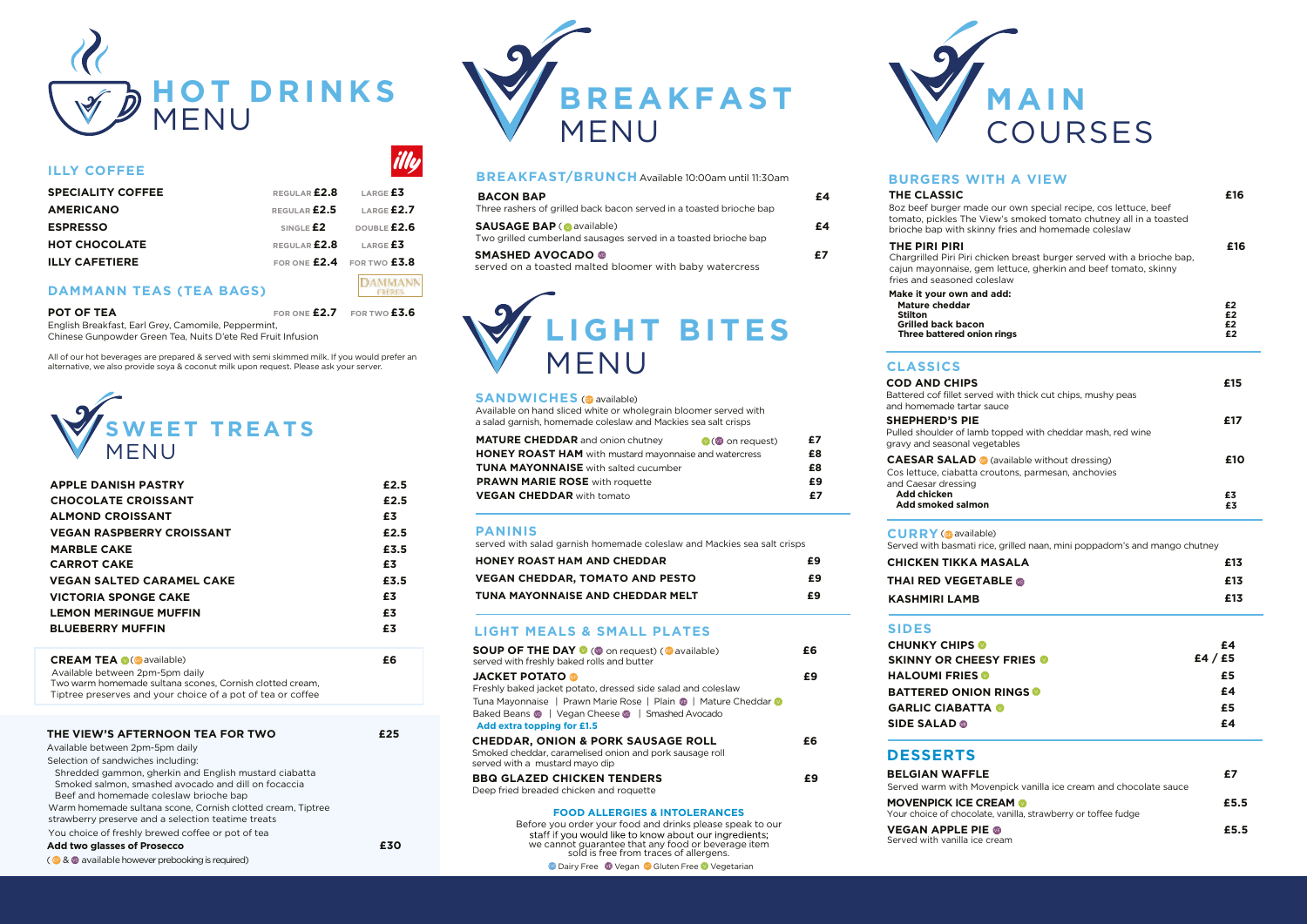# HOT DRINKS MENU

## ILLY COFFEE

| | | |
|---|---|---|
| **SPECIALITY COFFEE** | REGULAR **£2.8** | LARGE **£3** |
| **AMERICANO** | REGULAR **£2.5** | LARGE **£2.7** |
| **ESPRESSO** | SINGLE **£2** | DOUBLE **£2.6** |
| **HOT CHOCOLATE** | REGULAR **£2.8** | LARGE **£3** |
| **ILLY CAFETIERE** | FOR ONE **£2.4** | FOR TWO **£3.8** |

## DAMMANN TEAS (TEA BAGS)

| | | |
|---|---|---|
| **POT OF TEA** | FOR ONE **£2.7** | FOR TWO **£3.6** |

English Breakfast, Earl Grey, Camomile, Peppermint, Chinese Gunpowder Green Tea, Nuits D'ete Red Fruit Infusion

All of our hot beverages are prepared & served with semi skimmed milk. If you would prefer an alternative, we also provide soya & coconut milk upon request. Please ask your server.

# SWEET TREATS MENU

| | |
|---|---|
| **APPLE DANISH PASTRY** | **£2.5** |
| **CHOCOLATE CROISSANT** | **£2.5** |
| **ALMOND CROISSANT** | **£3** |
| **VEGAN RASPBERRY CROISSANT** | **£2.5** |
| **MARBLE CAKE** | **£3.5** |
| **CARROT CAKE** | **£3** |
| **VEGAN SALTED CARAMEL CAKE** | **£3.5** |
| **VICTORIA SPONGE CAKE** | **£3** |
| **LEMON MERINGUE MUFFIN** | **£3** |
| **BLUEBERRY MUFFIN** | **£3** |

**CREAM TEA** (GF available) — **£6**
Available between 2pm-5pm daily
Two warm homemade sultana scones, Cornish clotted cream, Tiptree preserves and your choice of a pot of tea or coffee

**THE VIEW'S AFTERNOON TEA FOR TWO** — **£25**
Available between 2pm-5pm daily
Selection of sandwiches including:
- Shredded gammon, gherkin and English mustard ciabatta
- Smoked salmon, smashed avocado and dill on focaccia
- Beef and homemade coleslaw brioche bap

Warm homemade sultana scone, Cornish clotted cream, Tiptree strawberry preserve and a selection teatime treats
You choice of freshly brewed coffee or pot of tea
**Add two glasses of Prosecco** — **£30**
(GF & VE available however prebooking is required)

# BREAKFAST MENU

## BREAKFAST/BRUNCH
Available 10:00am until 11:30am

**BACON BAP** — **£4**
Three rashers of grilled back bacon served in a toasted brioche bap

**SAUSAGE BAP** (V available) — **£4**
Two grilled cumberland sausages served in a toasted brioche bap

**SMASHED AVOCADO** (VE) — **£7**
served on a toasted malted bloomer with baby watercress

# LIGHT BITES MENU

## SANDWICHES (GF available)
Available on hand sliced white or wholegrain bloomer served with a salad garnish, homemade coleslaw and Mackies sea salt crisps

| | |
|---|---|
| **MATURE CHEDDAR** and onion chutney (V) (VE on request) | **£7** |
| **HONEY ROAST HAM** with mustard mayonnaise and watercress | **£8** |
| **TUNA MAYONNAISE** with salted cucumber | **£8** |
| **PRAWN MARIE ROSE** with roquette | **£9** |
| **VEGAN CHEDDAR** with tomato | **£7** |

## PANINIS
served with salad garnish homemade coleslaw and Mackies sea salt crisps

| | |
|---|---|
| **HONEY ROAST HAM AND CHEDDAR** | **£9** |
| **VEGAN CHEDDAR, TOMATO AND PESTO** | **£9** |
| **TUNA MAYONNAISE AND CHEDDAR MELT** | **£9** |

## LIGHT MEALS & SMALL PLATES

**SOUP OF THE DAY** (V) (VE on request) (GF available) — **£6**
served with freshly baked rolls and butter

**JACKET POTATO** (GF) — **£9**
Freshly baked jacket potato, dressed side salad and coleslaw
Tuna Mayonnaise | Prawn Marie Rose | Plain (VE) | Mature Cheddar (V)
Baked Beans (VE) | Vegan Cheese (VE) | Smashed Avocado
**Add extra topping for £1.5**

**CHEDDAR, ONION & PORK SAUSAGE ROLL** — **£6**
Smoked cheddar, caramelised onion and pork sausage roll served with a mustard mayo dip

**BBQ GLAZED CHICKEN TENDERS** — **£9**
Deep fried breaded chicken and roquette

### FOOD ALLERGIES & INTOLERANCES
Before you order your food and drinks please speak to our staff if you would like to know about our ingredients; we cannot guarantee that any food or beverage item sold is free from traces of allergens.

DF Dairy Free | VE Vegan | GF Gluten Free | V Vegetarian

# MAIN COURSES

## BURGERS WITH A VIEW

**THE CLASSIC** — **£16**
8oz beef burger made our own special recipe, cos lettuce, beef tomato, pickles The View's smoked tomato chutney all in a toasted brioche bap with skinny fries and homemade coleslaw

**THE PIRI PIRI** — **£16**
Chargrilled Piri Piri chicken breast burger served with a brioche bap, cajun mayonnaise, gem lettuce, gherkin and beef tomato, skinny fries and seasoned coleslaw

**Make it your own and add:**

| | |
|---|---|
| **Mature cheddar** | **£2** |
| **Stilton** | **£2** |
| **Grilled back bacon** | **£2** |
| **Three battered onion rings** | **£2** |

## CLASSICS

**COD AND CHIPS** — **£15**
Battered cof fillet served with thick cut chips, mushy peas and homemade tartar sauce

**SHEPHERD'S PIE** — **£17**
Pulled shoulder of lamb topped with cheddar mash, red wine gravy and seasonal vegetables

**CAESAR SALAD** (GF) (available without dressing) — **£10**
Cos lettuce, ciabatta croutons, parmesan, anchovies and Caesar dressing

| | |
|---|---|
| **Add chicken** | **£3** |
| **Add smoked salmon** | **£3** |

## CURRY (GF available)
Served with basmati rice, grilled naan, mini poppadom's and mango chutney

| | |
|---|---|
| **CHICKEN TIKKA MASALA** | **£13** |
| **THAI RED VEGETABLE** (VE) | **£13** |
| **KASHMIRI LAMB** | **£13** |

## SIDES

| | |
|---|---|
| **CHUNKY CHIPS** (V) | **£4** |
| **SKINNY OR CHEESY FRIES** (V) | **£4 / £5** |
| **HALOUMI FRIES** (V) | **£5** |
| **BATTERED ONION RINGS** (V) | **£4** |
| **GARLIC CIABATTA** (V) | **£5** |
| **SIDE SALAD** (VE) | **£4** |

## DESSERTS

**BELGIAN WAFFLE** — **£7**
Served warm with Movenpick vanilla ice cream and chocolate sauce

**MOVENPICK ICE CREAM** (V) — **£5.5**
Your choice of chocolate, vanilla, strawberry or toffee fudge

**VEGAN APPLE PIE** (VE) — **£5.5**
Served with vanilla ice cream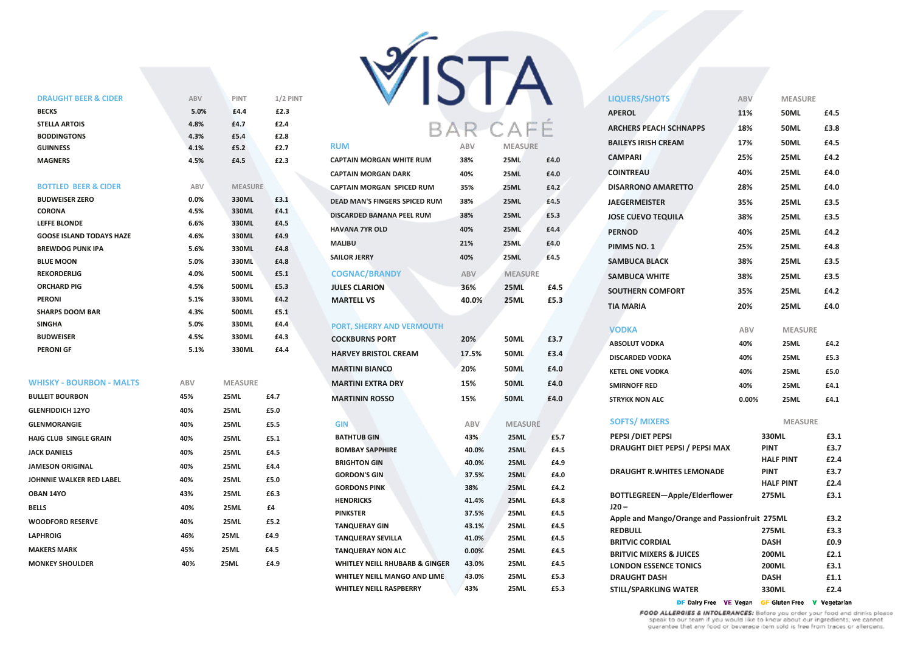# VISTA

BAR CAFÉ

## DRAUGHT BEER & CIDER

| DRAUGHT BEER & CIDER | ABV | PINT | 1/2 PINT |
|---|---|---|---|
| BECKS | 5.0% | £4.4 | £2.3 |
| STELLA ARTOIS | 4.8% | £4.7 | £2.4 |
| BODDINGTONS | 4.3% | £5.4 | £2.8 |
| GUINNESS | 4.1% | £5.2 | £2.7 |
| MAGNERS | 4.5% | £4.5 | £2.3 |

## BOTTLED BEER & CIDER

| BOTTLED BEER & CIDER | ABV | MEASURE | |
|---|---|---|---|
| BUDWEISER ZERO | 0.0% | 330ML | £3.1 |
| CORONA | 4.5% | 330ML | £4.1 |
| LEFFE BLONDE | 6.6% | 330ML | £4.5 |
| GOOSE ISLAND TODAYS HAZE | 4.6% | 330ML | £4.9 |
| BREWDOG PUNK IPA | 5.6% | 330ML | £4.8 |
| BLUE MOON | 5.0% | 330ML | £4.8 |
| REKORDERLIG | 4.0% | 500ML | £5.1 |
| ORCHARD PIG | 4.5% | 500ML | £5.3 |
| PERONI | 5.1% | 330ML | £4.2 |
| SHARPS DOOM BAR | 4.3% | 500ML | £5.1 |
| SINGHA | 5.0% | 330ML | £4.4 |
| BUDWEISER | 4.5% | 330ML | £4.3 |
| PERONI GF | 5.1% | 330ML | £4.4 |

## WHISKY - BOURBON - MALTS

| WHISKY - BOURBON - MALTS | ABV | MEASURE | |
|---|---|---|---|
| BULLEIT BOURBON | 45% | 25ML | £4.7 |
| GLENFIDDICH 12YO | 40% | 25ML | £5.0 |
| GLENMORANGIE | 40% | 25ML | £5.5 |
| HAIG CLUB SINGLE GRAIN | 40% | 25ML | £5.1 |
| JACK DANIELS | 40% | 25ML | £4.5 |
| JAMESON ORIGINAL | 40% | 25ML | £4.4 |
| JOHNNIE WALKER RED LABEL | 40% | 25ML | £5.0 |
| OBAN 14YO | 43% | 25ML | £6.3 |
| BELLS | 40% | 25ML | £4 |
| WOODFORD RESERVE | 40% | 25ML | £5.2 |
| LAPHROIG | 46% | 25ML | £4.9 |
| MAKERS MARK | 45% | 25ML | £4.5 |
| MONKEY SHOULDER | 40% | 25ML | £4.9 |

## RUM

| RUM | ABV | MEASURE | |
|---|---|---|---|
| CAPTAIN MORGAN WHITE RUM | 38% | 25ML | £4.0 |
| CAPTAIN MORGAN DARK | 40% | 25ML | £4.0 |
| CAPTAIN MORGAN SPICED RUM | 35% | 25ML | £4.2 |
| DEAD MAN'S FINGERS SPICED RUM | 38% | 25ML | £4.5 |
| DISCARDED BANANA PEEL RUM | 38% | 25ML | £5.3 |
| HAVANA 7YR OLD | 40% | 25ML | £4.4 |
| MALIBU | 21% | 25ML | £4.0 |
| SAILOR JERRY | 40% | 25ML | £4.5 |

## COGNAC/BRANDY

| COGNAC/BRANDY | ABV | MEASURE | |
|---|---|---|---|
| JULES CLARION | 36% | 25ML | £4.5 |
| MARTELL VS | 40.0% | 25ML | £5.3 |

## PORT, SHERRY AND VERMOUTH

| PORT, SHERRY AND VERMOUTH | | | |
|---|---|---|---|
| COCKBURNS PORT | 20% | 50ML | £3.7 |
| HARVEY BRISTOL CREAM | 17.5% | 50ML | £3.4 |
| MARTINI BIANCO | 20% | 50ML | £4.0 |
| MARTINI EXTRA DRY | 15% | 50ML | £4.0 |
| MARTININ ROSSO | 15% | 50ML | £4.0 |

## GIN

| GIN | ABV | MEASURE | |
|---|---|---|---|
| BATHTUB GIN | 43% | 25ML | £5.7 |
| BOMBAY SAPPHIRE | 40.0% | 25ML | £4.5 |
| BRIGHTON GIN | 40.0% | 25ML | £4.9 |
| GORDON'S GIN | 37.5% | 25ML | £4.0 |
| GORDONS PINK | 38% | 25ML | £4.2 |
| HENDRICKS | 41.4% | 25ML | £4.8 |
| PINKSTER | 37.5% | 25ML | £4.5 |
| TANQUERAY GIN | 43.1% | 25ML | £4.5 |
| TANQUERAY SEVILLA | 41.0% | 25ML | £4.5 |
| TANQUERAY NON ALC | 0.00% | 25ML | £4.5 |
| WHITLEY NEILL RHUBARB & GINGER | 43.0% | 25ML | £4.5 |
| WHITLEY NEILL MANGO AND LIME | 43.0% | 25ML | £5.3 |
| WHITLEY NEILL RASPBERRY | 43% | 25ML | £5.3 |

## LIQUERS/SHOTS

| LIQUERS/SHOTS | ABV | MEASURE | |
|---|---|---|---|
| APEROL | 11% | 50ML | £4.5 |
| ARCHERS PEACH SCHNAPPS | 18% | 50ML | £3.8 |
| BAILEYS IRISH CREAM | 17% | 50ML | £4.5 |
| CAMPARI | 25% | 25ML | £4.2 |
| COINTREAU | 40% | 25ML | £4.0 |
| DISARRONO AMARETTO | 28% | 25ML | £4.0 |
| JAEGERMEISTER | 35% | 25ML | £3.5 |
| JOSE CUEVO TEQUILA | 38% | 25ML | £3.5 |
| PERNOD | 40% | 25ML | £4.2 |
| PIMMS NO. 1 | 25% | 25ML | £4.8 |
| SAMBUCA BLACK | 38% | 25ML | £3.5 |
| SAMBUCA WHITE | 38% | 25ML | £3.5 |
| SOUTHERN COMFORT | 35% | 25ML | £4.2 |
| TIA MARIA | 20% | 25ML | £4.0 |

## VODKA

| VODKA | ABV | MEASURE | |
|---|---|---|---|
| ABSOLUT VODKA | 40% | 25ML | £4.2 |
| DISCARDED VODKA | 40% | 25ML | £5.3 |
| KETEL ONE VODKA | 40% | 25ML | £5.0 |
| SMIRNOFF RED | 40% | 25ML | £4.1 |
| STRYKK NON ALC | 0.00% | 25ML | £4.1 |

## SOFTS/ MIXERS

| SOFTS/ MIXERS | MEASURE | |
|---|---|---|
| PEPSI /DIET PEPSI | 330ML | £3.1 |
| DRAUGHT DIET PEPSI / PEPSI MAX | PINT | £3.7 |
| | HALF PINT | £2.4 |
| DRAUGHT R.WHITES LEMONADE | PINT | £3.7 |
| | HALF PINT | £2.4 |
| BOTTLEGREEN—Apple/Elderflower | 275ML | £3.1 |
| J20 – Apple and Mango/Orange and Passionfruit | 275ML | £3.2 |
| REDBULL | 275ML | £3.3 |
| BRITVIC CORDIAL | DASH | £0.9 |
| BRITVIC MIXERS & JUICES | 200ML | £2.1 |
| LONDON ESSENCE TONICS | 200ML | £3.1 |
| DRAUGHT DASH | DASH | £1.1 |
| STILL/SPARKLING WATER | 330ML | £2.4 |

DF Dairy Free VE Vegan GF Gluten Free V Vegetarian

***FOOD ALLERGIES & INTOLERANCES:*** Before you order your food and drinks please speak to our team if you would like to know about our ingredients; we cannot guarantee that any food or beverage item sold is free from traces or allergens.